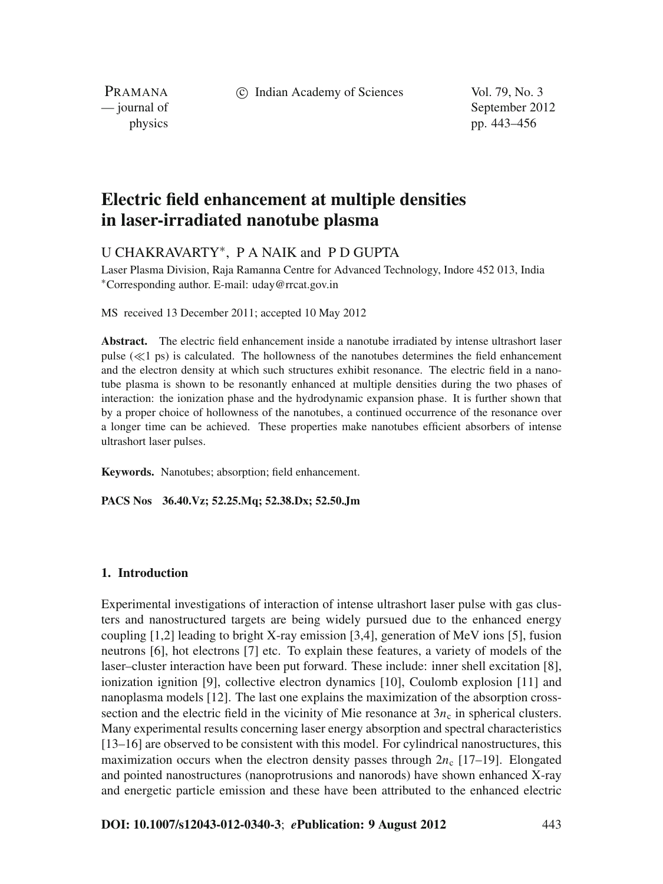# Electric field enhancement at multiple densities in laser-irradiated nanotube plasma

U CHAKRAVARTY*, P A NAIK and P D GUPTA

Laser Plasma Division, Raja Ramanna Centre for Advanced Technology, Indore 452 013, India
*Corresponding author. E-mail: uday@rrcat.gov.in

MS received 13 December 2011; accepted 10 May 2012

**Abstract.** The electric field enhancement inside a nanotube irradiated by intense ultrashort laser pulse ($\ll$1 ps) is calculated. The hollowness of the nanotubes determines the field enhancement and the electron density at which such structures exhibit resonance. The electric field in a nanotube plasma is shown to be resonantly enhanced at multiple densities during the two phases of interaction: the ionization phase and the hydrodynamic expansion phase. It is further shown that by a proper choice of hollowness of the nanotubes, a continued occurrence of the resonance over a longer time can be achieved. These properties make nanotubes efficient absorbers of intense ultrashort laser pulses.

**Keywords.** Nanotubes; absorption; field enhancement.

**PACS Nos** 36.40.Vz; 52.25.Mq; 52.38.Dx; 52.50.Jm

## 1. Introduction

Experimental investigations of interaction of intense ultrashort laser pulse with gas clusters and nanostructured targets are being widely pursued due to the enhanced energy coupling [1,2] leading to bright X-ray emission [3,4], generation of MeV ions [5], fusion neutrons [6], hot electrons [7] etc. To explain these features, a variety of models of the laser–cluster interaction have been put forward. These include: inner shell excitation [8], ionization ignition [9], collective electron dynamics [10], Coulomb explosion [11] and nanoplasma models [12]. The last one explains the maximization of the absorption cross-section and the electric field in the vicinity of Mie resonance at $3n_c$ in spherical clusters. Many experimental results concerning laser energy absorption and spectral characteristics [13–16] are observed to be consistent with this model. For cylindrical nanostructures, this maximization occurs when the electron density passes through $2n_c$ [17–19]. Elongated and pointed nanostructures (nanoprotrusions and nanorods) have shown enhanced X-ray and energetic particle emission and these have been attributed to the enhanced electric

**DOI: 10.1007/s12043-012-0340-3**; ***e*Publication: 9 August 2012**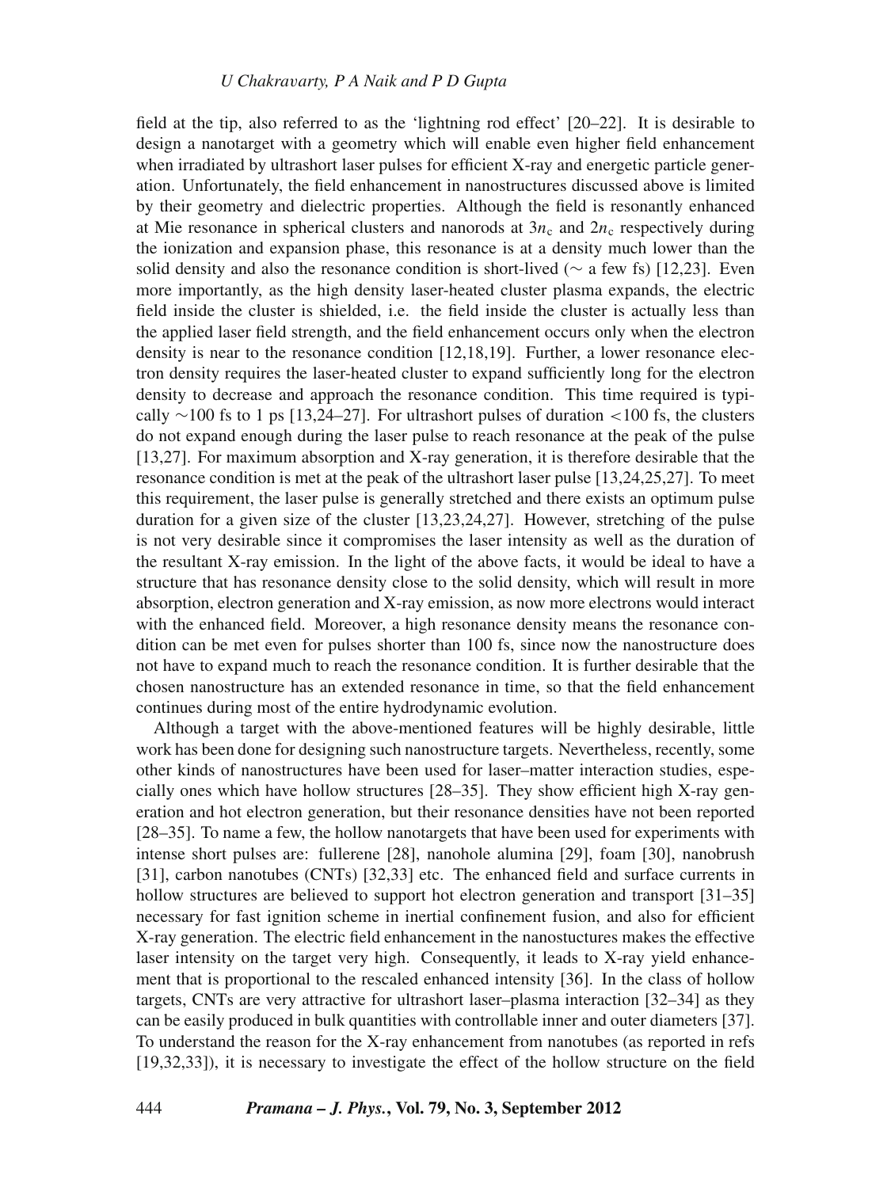field at the tip, also referred to as the 'lightning rod effect' [20–22]. It is desirable to design a nanotarget with a geometry which will enable even higher field enhancement when irradiated by ultrashort laser pulses for efficient X-ray and energetic particle generation. Unfortunately, the field enhancement in nanostructures discussed above is limited by their geometry and dielectric properties. Although the field is resonantly enhanced at Mie resonance in spherical clusters and nanorods at $3n_c$ and $2n_c$ respectively during the ionization and expansion phase, this resonance is at a density much lower than the solid density and also the resonance condition is short-lived (∼ a few fs) [12,23]. Even more importantly, as the high density laser-heated cluster plasma expands, the electric field inside the cluster is shielded, i.e. the field inside the cluster is actually less than the applied laser field strength, and the field enhancement occurs only when the electron density is near to the resonance condition [12,18,19]. Further, a lower resonance electron density requires the laser-heated cluster to expand sufficiently long for the electron density to decrease and approach the resonance condition. This time required is typically ∼100 fs to 1 ps [13,24–27]. For ultrashort pulses of duration <100 fs, the clusters do not expand enough during the laser pulse to reach resonance at the peak of the pulse [13,27]. For maximum absorption and X-ray generation, it is therefore desirable that the resonance condition is met at the peak of the ultrashort laser pulse [13,24,25,27]. To meet this requirement, the laser pulse is generally stretched and there exists an optimum pulse duration for a given size of the cluster [13,23,24,27]. However, stretching of the pulse is not very desirable since it compromises the laser intensity as well as the duration of the resultant X-ray emission. In the light of the above facts, it would be ideal to have a structure that has resonance density close to the solid density, which will result in more absorption, electron generation and X-ray emission, as now more electrons would interact with the enhanced field. Moreover, a high resonance density means the resonance condition can be met even for pulses shorter than 100 fs, since now the nanostructure does not have to expand much to reach the resonance condition. It is further desirable that the chosen nanostructure has an extended resonance in time, so that the field enhancement continues during most of the entire hydrodynamic evolution.

Although a target with the above-mentioned features will be highly desirable, little work has been done for designing such nanostructure targets. Nevertheless, recently, some other kinds of nanostructures have been used for laser–matter interaction studies, especially ones which have hollow structures [28–35]. They show efficient high X-ray generation and hot electron generation, but their resonance densities have not been reported [28–35]. To name a few, the hollow nanotargets that have been used for experiments with intense short pulses are: fullerene [28], nanohole alumina [29], foam [30], nanobrush [31], carbon nanotubes (CNTs) [32,33] etc. The enhanced field and surface currents in hollow structures are believed to support hot electron generation and transport [31–35] necessary for fast ignition scheme in inertial confinement fusion, and also for efficient X-ray generation. The electric field enhancement in the nanostuctures makes the effective laser intensity on the target very high. Consequently, it leads to X-ray yield enhancement that is proportional to the rescaled enhanced intensity [36]. In the class of hollow targets, CNTs are very attractive for ultrashort laser–plasma interaction [32–34] as they can be easily produced in bulk quantities with controllable inner and outer diameters [37]. To understand the reason for the X-ray enhancement from nanotubes (as reported in refs [19,32,33]), it is necessary to investigate the effect of the hollow structure on the field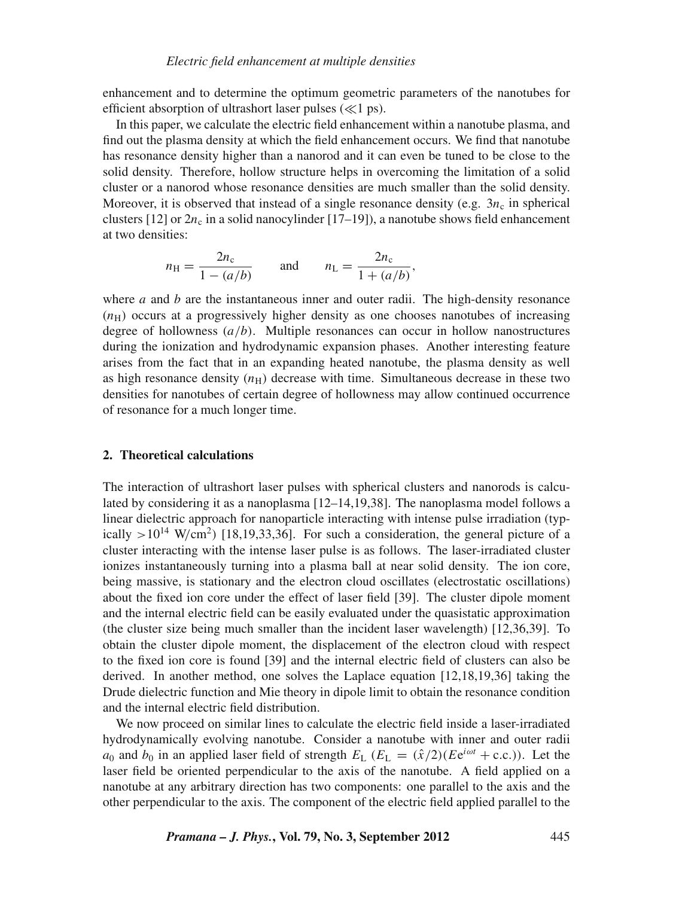enhancement and to determine the optimum geometric parameters of the nanotubes for efficient absorption of ultrashort laser pulses ($\ll$1 ps).

In this paper, we calculate the electric field enhancement within a nanotube plasma, and find out the plasma density at which the field enhancement occurs. We find that nanotube has resonance density higher than a nanorod and it can even be tuned to be close to the solid density. Therefore, hollow structure helps in overcoming the limitation of a solid cluster or a nanorod whose resonance densities are much smaller than the solid density. Moreover, it is observed that instead of a single resonance density (e.g. $3n_c$ in spherical clusters [12] or $2n_c$ in a solid nanocylinder [17–19]), a nanotube shows field enhancement at two densities:

$$n_H = \frac{2n_c}{1-(a/b)} \qquad \text{and} \qquad n_L = \frac{2n_c}{1+(a/b)},$$

where $a$ and $b$ are the instantaneous inner and outer radii. The high-density resonance ($n_H$) occurs at a progressively higher density as one chooses nanotubes of increasing degree of hollowness ($a/b$). Multiple resonances can occur in hollow nanostructures during the ionization and hydrodynamic expansion phases. Another interesting feature arises from the fact that in an expanding heated nanotube, the plasma density as well as high resonance density ($n_H$) decrease with time. Simultaneous decrease in these two densities for nanotubes of certain degree of hollowness may allow continued occurrence of resonance for a much longer time.

## 2. Theoretical calculations

The interaction of ultrashort laser pulses with spherical clusters and nanorods is calculated by considering it as a nanoplasma [12–14,19,38]. The nanoplasma model follows a linear dielectric approach for nanoparticle interacting with intense pulse irradiation (typically $>10^{14}$ W/cm$^2$) [18,19,33,36]. For such a consideration, the general picture of a cluster interacting with the intense laser pulse is as follows. The laser-irradiated cluster ionizes instantaneously turning into a plasma ball at near solid density. The ion core, being massive, is stationary and the electron cloud oscillates (electrostatic oscillations) about the fixed ion core under the effect of laser field [39]. The cluster dipole moment and the internal electric field can be easily evaluated under the quasistatic approximation (the cluster size being much smaller than the incident laser wavelength) [12,36,39]. To obtain the cluster dipole moment, the displacement of the electron cloud with respect to the fixed ion core is found [39] and the internal electric field of clusters can also be derived. In another method, one solves the Laplace equation [12,18,19,36] taking the Drude dielectric function and Mie theory in dipole limit to obtain the resonance condition and the internal electric field distribution.

We now proceed on similar lines to calculate the electric field inside a laser-irradiated hydrodynamically evolving nanotube. Consider a nanotube with inner and outer radii $a_0$ and $b_0$ in an applied laser field of strength $E_L$ ($E_L = (\hat{x}/2)(E\mathrm{e}^{i\omega t} + \text{c.c.})$). Let the laser field be oriented perpendicular to the axis of the nanotube. A field applied on a nanotube at any arbitrary direction has two components: one parallel to the axis and the other perpendicular to the axis. The component of the electric field applied parallel to the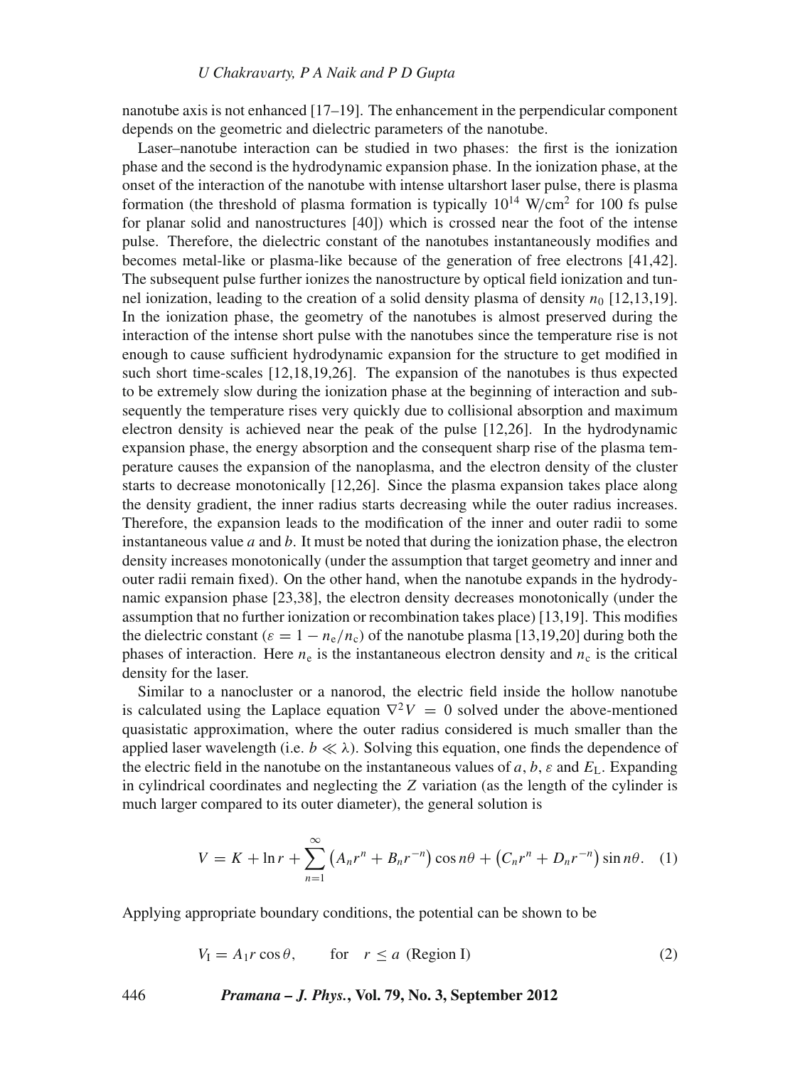nanotube axis is not enhanced [17–19]. The enhancement in the perpendicular component depends on the geometric and dielectric parameters of the nanotube.

Laser–nanotube interaction can be studied in two phases: the first is the ionization phase and the second is the hydrodynamic expansion phase. In the ionization phase, at the onset of the interaction of the nanotube with intense ultarshort laser pulse, there is plasma formation (the threshold of plasma formation is typically $10^{14}$ W/cm$^2$ for 100 fs pulse for planar solid and nanostructures [40]) which is crossed near the foot of the intense pulse. Therefore, the dielectric constant of the nanotubes instantaneously modifies and becomes metal-like or plasma-like because of the generation of free electrons [41,42]. The subsequent pulse further ionizes the nanostructure by optical field ionization and tunnel ionization, leading to the creation of a solid density plasma of density $n_0$ [12,13,19]. In the ionization phase, the geometry of the nanotubes is almost preserved during the interaction of the intense short pulse with the nanotubes since the temperature rise is not enough to cause sufficient hydrodynamic expansion for the structure to get modified in such short time-scales [12,18,19,26]. The expansion of the nanotubes is thus expected to be extremely slow during the ionization phase at the beginning of interaction and subsequently the temperature rises very quickly due to collisional absorption and maximum electron density is achieved near the peak of the pulse [12,26]. In the hydrodynamic expansion phase, the energy absorption and the consequent sharp rise of the plasma temperature causes the expansion of the nanoplasma, and the electron density of the cluster starts to decrease monotonically [12,26]. Since the plasma expansion takes place along the density gradient, the inner radius starts decreasing while the outer radius increases. Therefore, the expansion leads to the modification of the inner and outer radii to some instantaneous value $a$ and $b$. It must be noted that during the ionization phase, the electron density increases monotonically (under the assumption that target geometry and inner and outer radii remain fixed). On the other hand, when the nanotube expands in the hydrodynamic expansion phase [23,38], the electron density decreases monotonically (under the assumption that no further ionization or recombination takes place) [13,19]. This modifies the dielectric constant ($\varepsilon = 1 - n_e/n_c$) of the nanotube plasma [13,19,20] during both the phases of interaction. Here $n_e$ is the instantaneous electron density and $n_c$ is the critical density for the laser.

Similar to a nanocluster or a nanorod, the electric field inside the hollow nanotube is calculated using the Laplace equation $\nabla^2 V = 0$ solved under the above-mentioned quasistatic approximation, where the outer radius considered is much smaller than the applied laser wavelength (i.e. $b \ll \lambda$). Solving this equation, one finds the dependence of the electric field in the nanotube on the instantaneous values of $a$, $b$, $\varepsilon$ and $E_L$. Expanding in cylindrical coordinates and neglecting the $Z$ variation (as the length of the cylinder is much larger compared to its outer diameter), the general solution is

$$V = K + \ln r + \sum_{n=1}^{\infty} \left(A_n r^n + B_n r^{-n}\right)\cos n\theta + \left(C_n r^n + D_n r^{-n}\right)\sin n\theta. \quad (1)$$

Applying appropriate boundary conditions, the potential can be shown to be

$$V_I = A_1 r \cos\theta, \qquad \text{for} \quad r \le a \ \text{(Region I)} \quad (2)$$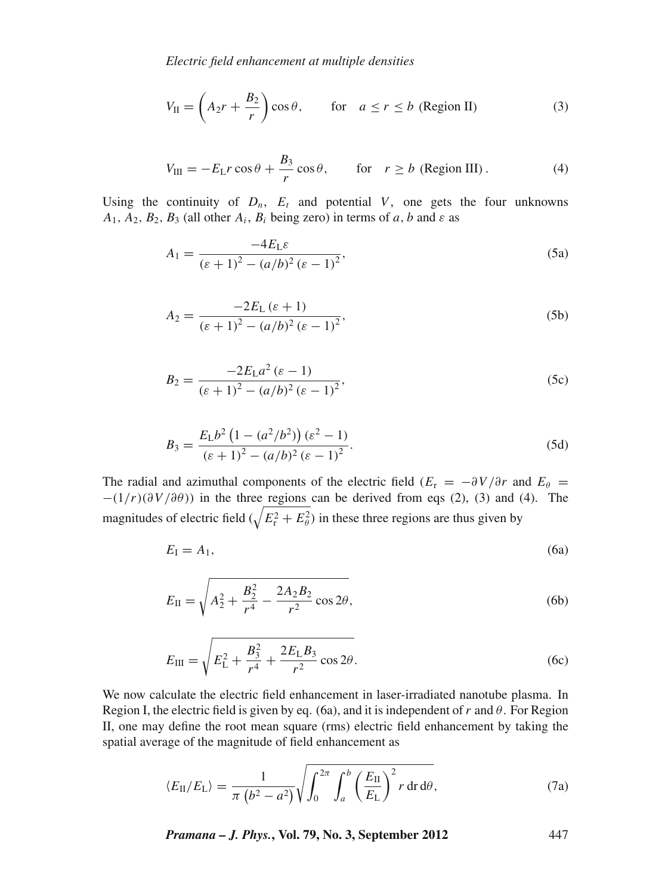$$V_{\mathrm{II}} = \left( A_2 r + \frac{B_2}{r} \right) \cos\theta, \qquad \text{for} \quad a \leq r \leq b \text{ (Region II)} \tag{3}$$

$$V_{\mathrm{III}} = -E_{\mathrm{L}} r \cos\theta + \frac{B_3}{r} \cos\theta, \qquad \text{for} \quad r \geq b \text{ (Region III)}. \tag{4}$$

Using the continuity of $D_n$, $E_t$ and potential $V$, one gets the four unknowns $A_1$, $A_2$, $B_2$, $B_3$ (all other $A_i$, $B_i$ being zero) in terms of $a$, $b$ and $\varepsilon$ as

$$A_1 = \frac{-4E_{\mathrm{L}}\varepsilon}{(\varepsilon+1)^2 - (a/b)^2 (\varepsilon-1)^2}, \tag{5a}$$

$$A_2 = \frac{-2E_{\mathrm{L}}(\varepsilon+1)}{(\varepsilon+1)^2 - (a/b)^2 (\varepsilon-1)^2}, \tag{5b}$$

$$B_2 = \frac{-2E_{\mathrm{L}}a^2(\varepsilon-1)}{(\varepsilon+1)^2 - (a/b)^2 (\varepsilon-1)^2}, \tag{5c}$$

$$B_3 = \frac{E_{\mathrm{L}}b^2\left(1-(a^2/b^2)\right)(\varepsilon^2-1)}{(\varepsilon+1)^2 - (a/b)^2 (\varepsilon-1)^2}. \tag{5d}$$

The radial and azimuthal components of the electric field ($E_{\mathrm{r}} = -\partial V/\partial r$ and $E_\theta = -(1/r)(\partial V/\partial\theta)$) in the three regions can be derived from eqs (2), (3) and (4). The magnitudes of electric field ($\sqrt{E_{\mathrm{r}}^2 + E_\theta^2}$) in these three regions are thus given by

$$E_{\mathrm{I}} = A_1, \tag{6a}$$

$$E_{\mathrm{II}} = \sqrt{A_2^2 + \frac{B_2^2}{r^4} - \frac{2A_2B_2}{r^2}\cos 2\theta}, \tag{6b}$$

$$E_{\mathrm{III}} = \sqrt{E_{\mathrm{L}}^2 + \frac{B_3^2}{r^4} + \frac{2E_{\mathrm{L}}B_3}{r^2}\cos 2\theta}. \tag{6c}$$

We now calculate the electric field enhancement in laser-irradiated nanotube plasma. In Region I, the electric field is given by eq. (6a), and it is independent of $r$ and $\theta$. For Region II, one may define the root mean square (rms) electric field enhancement by taking the spatial average of the magnitude of field enhancement as

$$\langle E_{\mathrm{II}}/E_{\mathrm{L}} \rangle = \frac{1}{\pi\left(b^2 - a^2\right)} \sqrt{\int_0^{2\pi} \int_a^b \left( \frac{E_{\mathrm{II}}}{E_{\mathrm{L}}} \right)^2 r \,\mathrm{d}r\,\mathrm{d}\theta}, \tag{7a}$$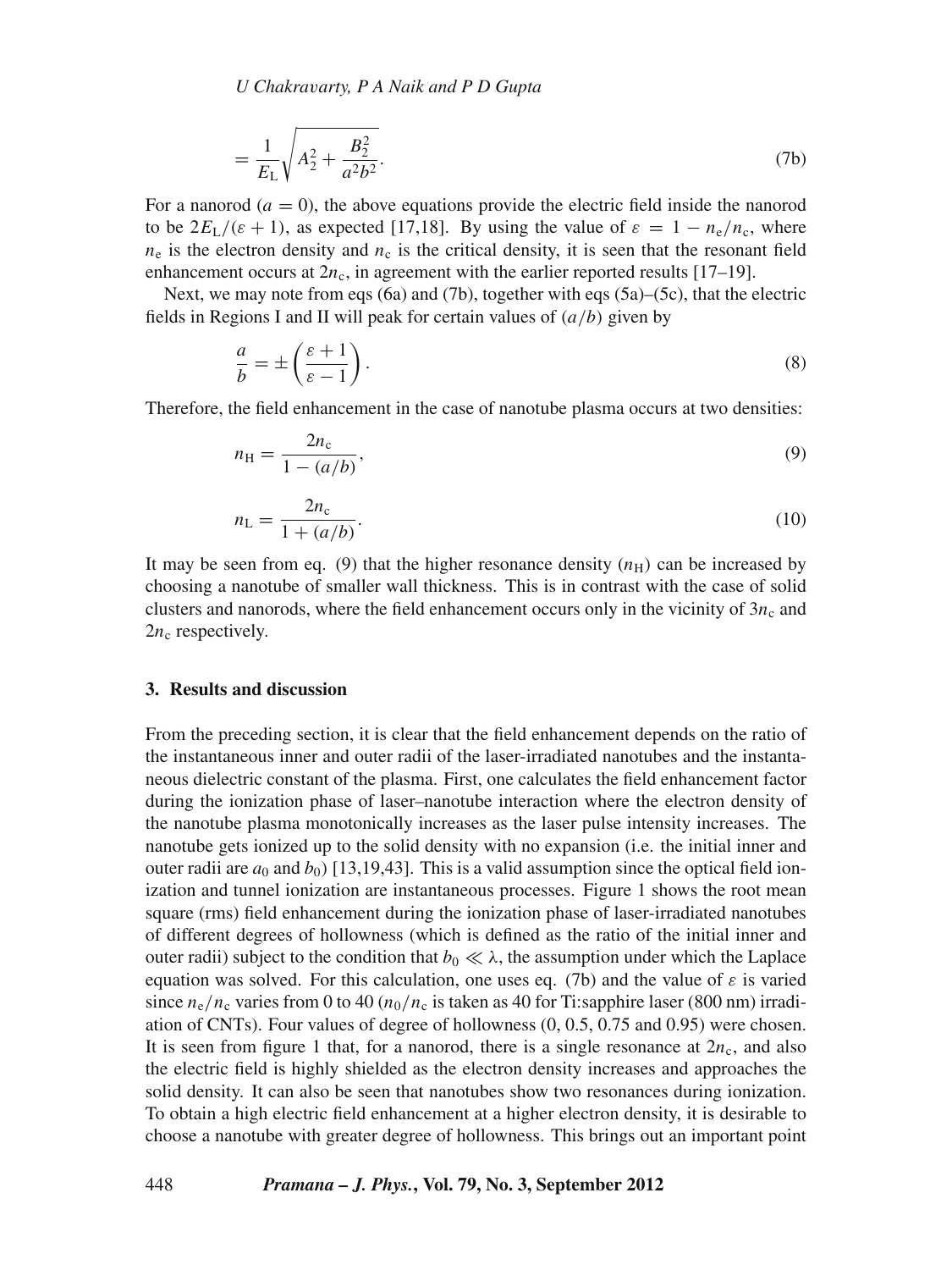$$= \frac{1}{E_L}\sqrt{A_2^2 + \frac{B_2^2}{a^2b^2}}. \tag{7b}$$

For a nanorod ($a = 0$), the above equations provide the electric field inside the nanorod to be $2E_L/(\varepsilon + 1)$, as expected [17,18]. By using the value of $\varepsilon = 1 - n_e/n_c$, where $n_e$ is the electron density and $n_c$ is the critical density, it is seen that the resonant field enhancement occurs at $2n_c$, in agreement with the earlier reported results [17–19].

Next, we may note from eqs (6a) and (7b), together with eqs (5a)–(5c), that the electric fields in Regions I and II will peak for certain values of $(a/b)$ given by

$$\frac{a}{b} = \pm\left(\frac{\varepsilon + 1}{\varepsilon - 1}\right). \tag{8}$$

Therefore, the field enhancement in the case of nanotube plasma occurs at two densities:

$$n_H = \frac{2n_c}{1 - (a/b)}, \tag{9}$$

$$n_L = \frac{2n_c}{1 + (a/b)}. \tag{10}$$

It may be seen from eq. (9) that the higher resonance density ($n_H$) can be increased by choosing a nanotube of smaller wall thickness. This is in contrast with the case of solid clusters and nanorods, where the field enhancement occurs only in the vicinity of $3n_c$ and $2n_c$ respectively.

## 3. Results and discussion

From the preceding section, it is clear that the field enhancement depends on the ratio of the instantaneous inner and outer radii of the laser-irradiated nanotubes and the instantaneous dielectric constant of the plasma. First, one calculates the field enhancement factor during the ionization phase of laser–nanotube interaction where the electron density of the nanotube plasma monotonically increases as the laser pulse intensity increases. The nanotube gets ionized up to the solid density with no expansion (i.e. the initial inner and outer radii are $a_0$ and $b_0$) [13,19,43]. This is a valid assumption since the optical field ionization and tunnel ionization are instantaneous processes. Figure 1 shows the root mean square (rms) field enhancement during the ionization phase of laser-irradiated nanotubes of different degrees of hollowness (which is defined as the ratio of the initial inner and outer radii) subject to the condition that $b_0 \ll \lambda$, the assumption under which the Laplace equation was solved. For this calculation, one uses eq. (7b) and the value of $\varepsilon$ is varied since $n_e/n_c$ varies from 0 to 40 ($n_0/n_c$ is taken as 40 for Ti:sapphire laser (800 nm) irradiation of CNTs). Four values of degree of hollowness (0, 0.5, 0.75 and 0.95) were chosen. It is seen from figure 1 that, for a nanorod, there is a single resonance at $2n_c$, and also the electric field is highly shielded as the electron density increases and approaches the solid density. It can also be seen that nanotubes show two resonances during ionization. To obtain a high electric field enhancement at a higher electron density, it is desirable to choose a nanotube with greater degree of hollowness. This brings out an important point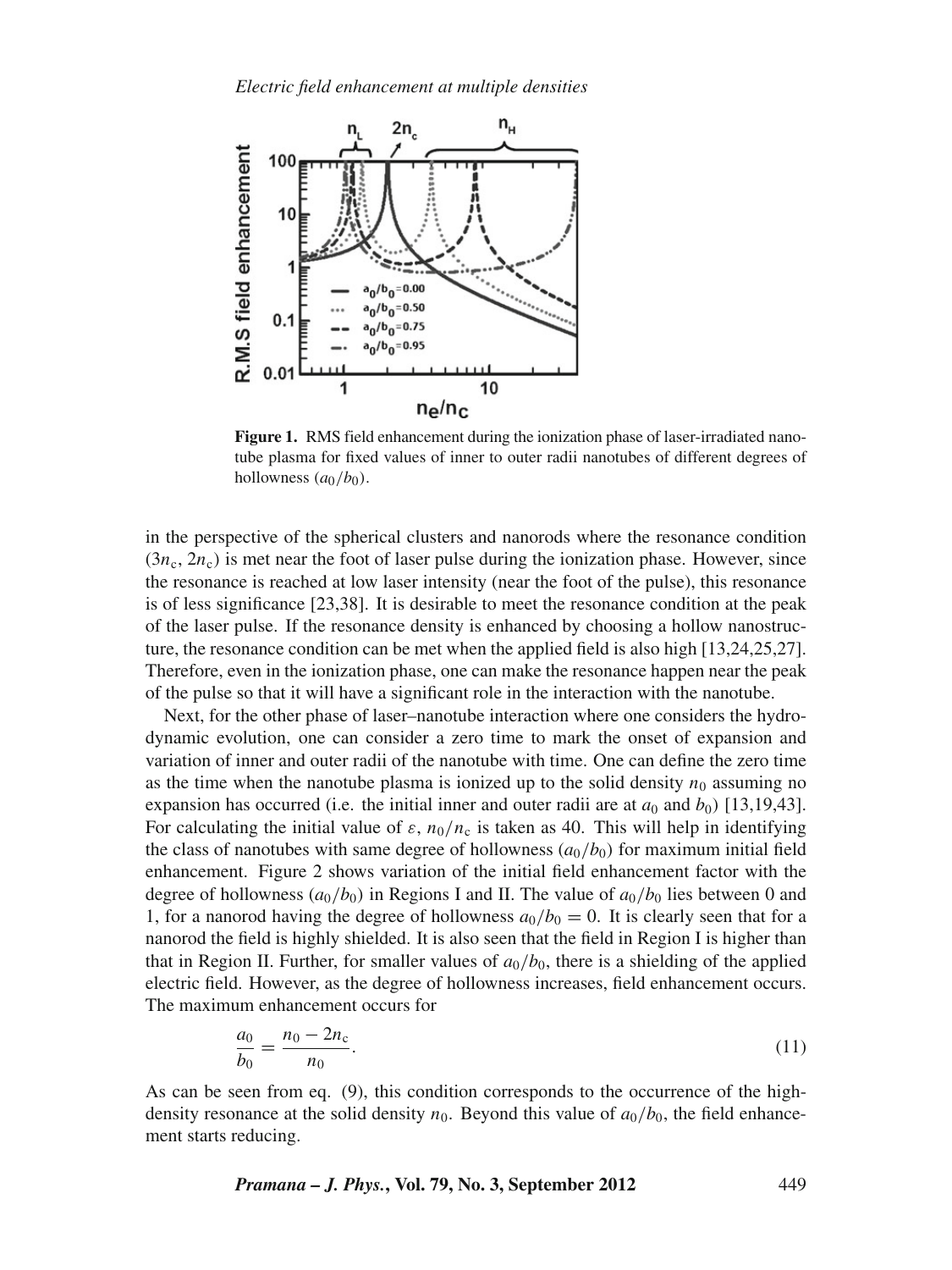**Figure 1.** RMS field enhancement during the ionization phase of laser-irradiated nanotube plasma for fixed values of inner to outer radii nanotubes of different degrees of hollowness ($a_0/b_0$).

in the perspective of the spherical clusters and nanorods where the resonance condition ($3n_c$, $2n_c$) is met near the foot of laser pulse during the ionization phase. However, since the resonance is reached at low laser intensity (near the foot of the pulse), this resonance is of less significance [23,38]. It is desirable to meet the resonance condition at the peak of the laser pulse. If the resonance density is enhanced by choosing a hollow nanostructure, the resonance condition can be met when the applied field is also high [13,24,25,27]. Therefore, even in the ionization phase, one can make the resonance happen near the peak of the pulse so that it will have a significant role in the interaction with the nanotube.

Next, for the other phase of laser–nanotube interaction where one considers the hydrodynamic evolution, one can consider a zero time to mark the onset of expansion and variation of inner and outer radii of the nanotube with time. One can define the zero time as the time when the nanotube plasma is ionized up to the solid density $n_0$ assuming no expansion has occurred (i.e. the initial inner and outer radii are at $a_0$ and $b_0$) [13,19,43]. For calculating the initial value of $\varepsilon$, $n_0/n_c$ is taken as 40. This will help in identifying the class of nanotubes with same degree of hollowness ($a_0/b_0$) for maximum initial field enhancement. Figure 2 shows variation of the initial field enhancement factor with the degree of hollowness ($a_0/b_0$) in Regions I and II. The value of $a_0/b_0$ lies between 0 and 1, for a nanorod having the degree of hollowness $a_0/b_0 = 0$. It is clearly seen that for a nanorod the field is highly shielded. It is also seen that the field in Region I is higher than that in Region II. Further, for smaller values of $a_0/b_0$, there is a shielding of the applied electric field. However, as the degree of hollowness increases, field enhancement occurs. The maximum enhancement occurs for

$$\frac{a_0}{b_0} = \frac{n_0 - 2n_c}{n_0}. \tag{11}$$

As can be seen from eq. (9), this condition corresponds to the occurrence of the high-density resonance at the solid density $n_0$. Beyond this value of $a_0/b_0$, the field enhancement starts reducing.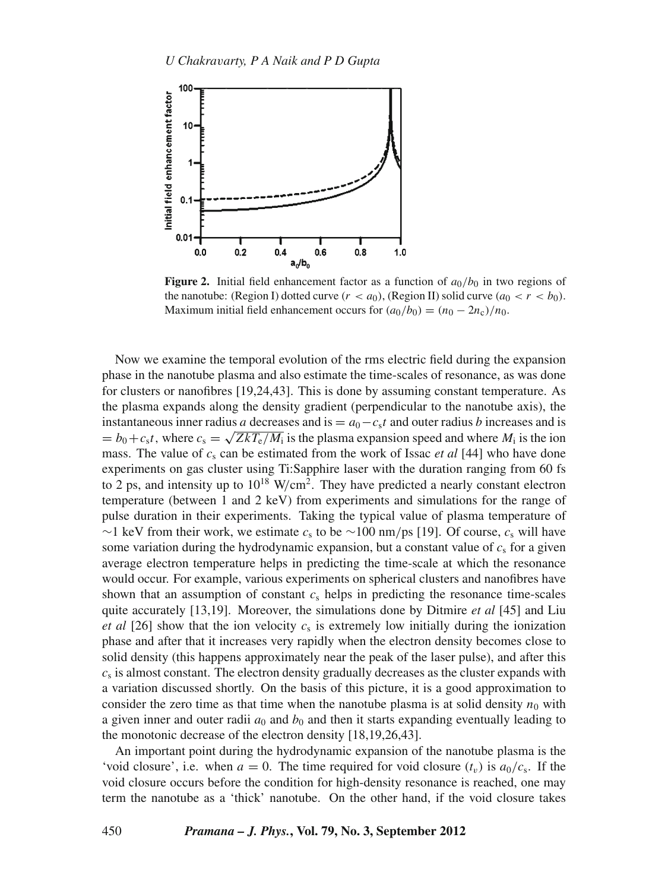**Figure 2.** Initial field enhancement factor as a function of $a_0/b_0$ in two regions of the nanotube: (Region I) dotted curve ($r < a_0$), (Region II) solid curve ($a_0 < r < b_0$). Maximum initial field enhancement occurs for $(a_0/b_0) = (n_0 - 2n_c)/n_0$.

Now we examine the temporal evolution of the rms electric field during the expansion phase in the nanotube plasma and also estimate the time-scales of resonance, as was done for clusters or nanofibres [19,24,43]. This is done by assuming constant temperature. As the plasma expands along the density gradient (perpendicular to the nanotube axis), the instantaneous inner radius $a$ decreases and is $= a_0 - c_s t$ and outer radius $b$ increases and is $= b_0 + c_s t$, where $c_s = \sqrt{ZkT_e/M_i}$ is the plasma expansion speed and where $M_i$ is the ion mass. The value of $c_s$ can be estimated from the work of Issac *et al* [44] who have done experiments on gas cluster using Ti:Sapphire laser with the duration ranging from 60 fs to 2 ps, and intensity up to $10^{18}$ W/cm$^2$. They have predicted a nearly constant electron temperature (between 1 and 2 keV) from experiments and simulations for the range of pulse duration in their experiments. Taking the typical value of plasma temperature of $\sim$1 keV from their work, we estimate $c_s$ to be $\sim$100 nm/ps [19]. Of course, $c_s$ will have some variation during the hydrodynamic expansion, but a constant value of $c_s$ for a given average electron temperature helps in predicting the time-scale at which the resonance would occur. For example, various experiments on spherical clusters and nanofibres have shown that an assumption of constant $c_s$ helps in predicting the resonance time-scales quite accurately [13,19]. Moreover, the simulations done by Ditmire *et al* [45] and Liu *et al* [26] show that the ion velocity $c_s$ is extremely low initially during the ionization phase and after that it increases very rapidly when the electron density becomes close to solid density (this happens approximately near the peak of the laser pulse), and after this $c_s$ is almost constant. The electron density gradually decreases as the cluster expands with a variation discussed shortly. On the basis of this picture, it is a good approximation to consider the zero time as that time when the nanotube plasma is at solid density $n_0$ with a given inner and outer radii $a_0$ and $b_0$ and then it starts expanding eventually leading to the monotonic decrease of the electron density [18,19,26,43].

An important point during the hydrodynamic expansion of the nanotube plasma is the 'void closure', i.e. when $a = 0$. The time required for void closure ($t_v$) is $a_0/c_s$. If the void closure occurs before the condition for high-density resonance is reached, one may term the nanotube as a 'thick' nanotube. On the other hand, if the void closure takes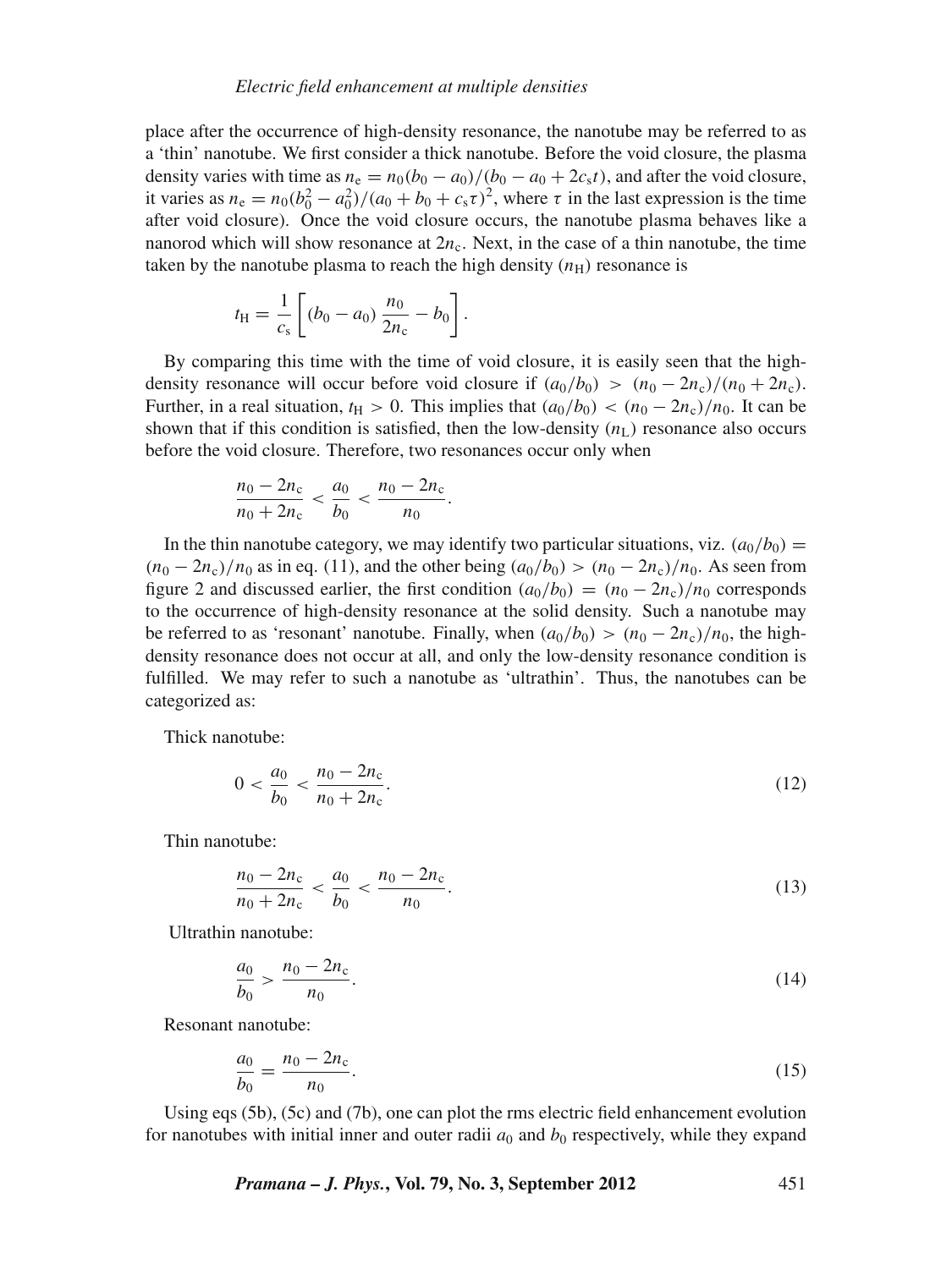place after the occurrence of high-density resonance, the nanotube may be referred to as a 'thin' nanotube. We first consider a thick nanotube. Before the void closure, the plasma density varies with time as $n_e = n_0(b_0 - a_0)/(b_0 - a_0 + 2c_s t)$, and after the void closure, it varies as $n_e = n_0(b_0^2 - a_0^2)/(a_0 + b_0 + c_s\tau)^2$, where $\tau$ in the last expression is the time after void closure). Once the void closure occurs, the nanotube plasma behaves like a nanorod which will show resonance at $2n_c$. Next, in the case of a thin nanotube, the time taken by the nanotube plasma to reach the high density ($n_H$) resonance is

$$t_H = \frac{1}{c_s}\left[(b_0 - a_0)\frac{n_0}{2n_c} - b_0\right].$$

By comparing this time with the time of void closure, it is easily seen that the high-density resonance will occur before void closure if $(a_0/b_0) > (n_0 - 2n_c)/(n_0 + 2n_c)$. Further, in a real situation, $t_H > 0$. This implies that $(a_0/b_0) < (n_0 - 2n_c)/n_0$. It can be shown that if this condition is satisfied, then the low-density ($n_L$) resonance also occurs before the void closure. Therefore, two resonances occur only when

$$\frac{n_0 - 2n_c}{n_0 + 2n_c} < \frac{a_0}{b_0} < \frac{n_0 - 2n_c}{n_0}.$$

In the thin nanotube category, we may identify two particular situations, viz. $(a_0/b_0) = (n_0 - 2n_c)/n_0$ as in eq. (11), and the other being $(a_0/b_0) > (n_0 - 2n_c)/n_0$. As seen from figure 2 and discussed earlier, the first condition $(a_0/b_0) = (n_0 - 2n_c)/n_0$ corresponds to the occurrence of high-density resonance at the solid density. Such a nanotube may be referred to as 'resonant' nanotube. Finally, when $(a_0/b_0) > (n_0 - 2n_c)/n_0$, the high-density resonance does not occur at all, and only the low-density resonance condition is fulfilled. We may refer to such a nanotube as 'ultrathin'. Thus, the nanotubes can be categorized as:

Thick nanotube:

$$0 < \frac{a_0}{b_0} < \frac{n_0 - 2n_c}{n_0 + 2n_c}. \tag{12}$$

Thin nanotube:

$$\frac{n_0 - 2n_c}{n_0 + 2n_c} < \frac{a_0}{b_0} < \frac{n_0 - 2n_c}{n_0}. \tag{13}$$

Ultrathin nanotube:

$$\frac{a_0}{b_0} > \frac{n_0 - 2n_c}{n_0}. \tag{14}$$

Resonant nanotube:

$$\frac{a_0}{b_0} = \frac{n_0 - 2n_c}{n_0}. \tag{15}$$

Using eqs (5b), (5c) and (7b), one can plot the rms electric field enhancement evolution for nanotubes with initial inner and outer radii $a_0$ and $b_0$ respectively, while they expand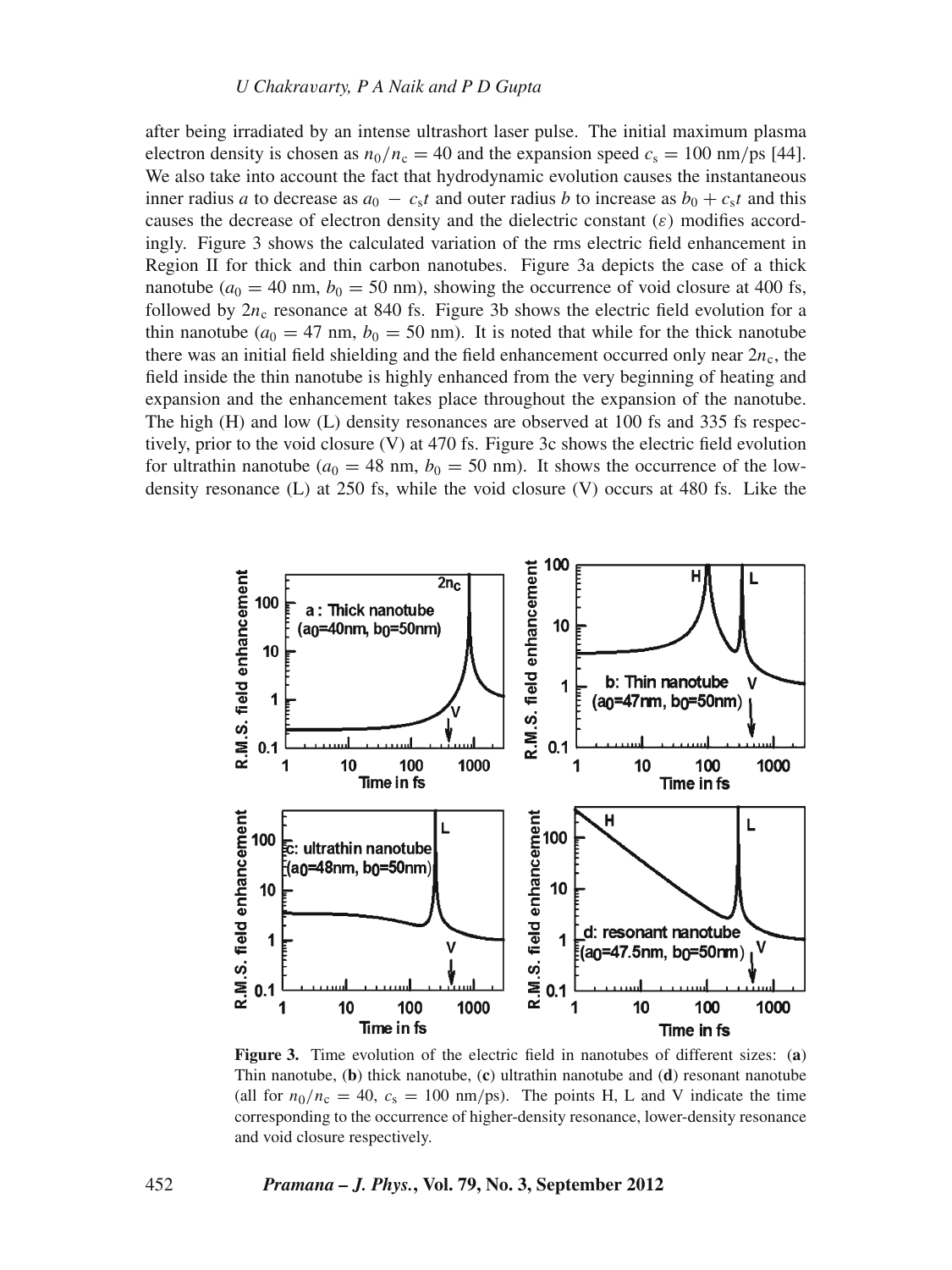after being irradiated by an intense ultrashort laser pulse. The initial maximum plasma electron density is chosen as $n_0/n_c = 40$ and the expansion speed $c_s = 100$ nm/ps [44]. We also take into account the fact that hydrodynamic evolution causes the instantaneous inner radius $a$ to decrease as $a_0 - c_s t$ and outer radius $b$ to increase as $b_0 + c_s t$ and this causes the decrease of electron density and the dielectric constant ($\varepsilon$) modifies accordingly. Figure 3 shows the calculated variation of the rms electric field enhancement in Region II for thick and thin carbon nanotubes. Figure 3a depicts the case of a thick nanotube ($a_0 = 40$ nm, $b_0 = 50$ nm), showing the occurrence of void closure at 400 fs, followed by $2n_c$ resonance at 840 fs. Figure 3b shows the electric field evolution for a thin nanotube ($a_0 = 47$ nm, $b_0 = 50$ nm). It is noted that while for the thick nanotube there was an initial field shielding and the field enhancement occurred only near $2n_c$, the field inside the thin nanotube is highly enhanced from the very beginning of heating and expansion and the enhancement takes place throughout the expansion of the nanotube. The high (H) and low (L) density resonances are observed at 100 fs and 335 fs respectively, prior to the void closure (V) at 470 fs. Figure 3c shows the electric field evolution for ultrathin nanotube ($a_0 = 48$ nm, $b_0 = 50$ nm). It shows the occurrence of the low-density resonance (L) at 250 fs, while the void closure (V) occurs at 480 fs. Like the

**Figure 3.** Time evolution of the electric field in nanotubes of different sizes: (**a**) Thin nanotube, (**b**) thick nanotube, (**c**) ultrathin nanotube and (**d**) resonant nanotube (all for $n_0/n_c = 40$, $c_s = 100$ nm/ps). The points H, L and V indicate the time corresponding to the occurrence of higher-density resonance, lower-density resonance and void closure respectively.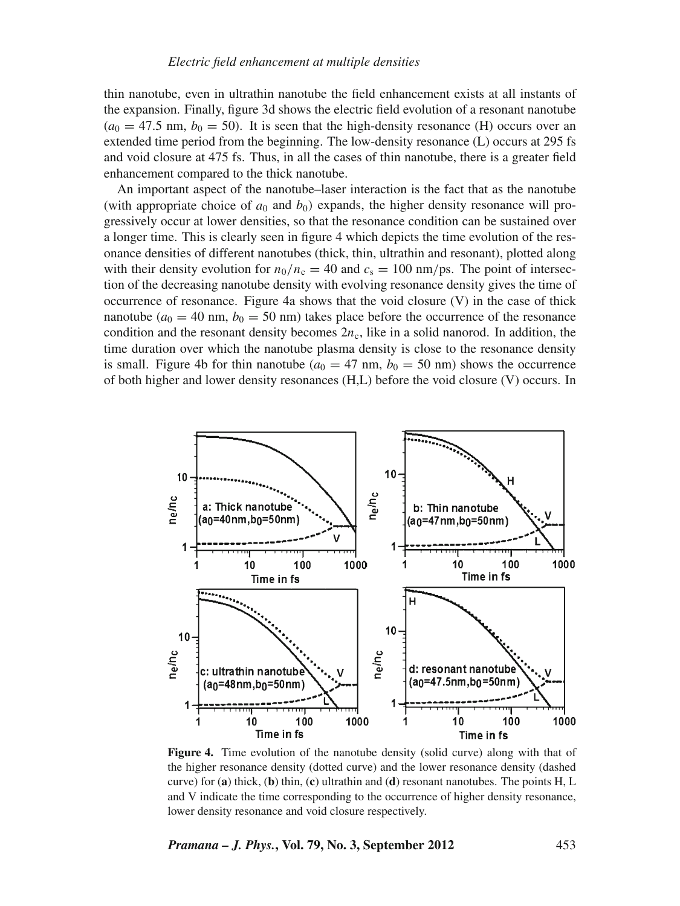thin nanotube, even in ultrathin nanotube the field enhancement exists at all instants of the expansion. Finally, figure 3d shows the electric field evolution of a resonant nanotube ($a_0 = 47.5$ nm, $b_0 = 50$). It is seen that the high-density resonance (H) occurs over an extended time period from the beginning. The low-density resonance (L) occurs at 295 fs and void closure at 475 fs. Thus, in all the cases of thin nanotube, there is a greater field enhancement compared to the thick nanotube.

An important aspect of the nanotube–laser interaction is the fact that as the nanotube (with appropriate choice of $a_0$ and $b_0$) expands, the higher density resonance will progressively occur at lower densities, so that the resonance condition can be sustained over a longer time. This is clearly seen in figure 4 which depicts the time evolution of the resonance densities of different nanotubes (thick, thin, ultrathin and resonant), plotted along with their density evolution for $n_0/n_c = 40$ and $c_s = 100$ nm/ps. The point of intersection of the decreasing nanotube density with evolving resonance density gives the time of occurrence of resonance. Figure 4a shows that the void closure (V) in the case of thick nanotube ($a_0 = 40$ nm, $b_0 = 50$ nm) takes place before the occurrence of the resonance condition and the resonant density becomes $2n_c$, like in a solid nanorod. In addition, the time duration over which the nanotube plasma density is close to the resonance density is small. Figure 4b for thin nanotube ($a_0 = 47$ nm, $b_0 = 50$ nm) shows the occurrence of both higher and lower density resonances (H,L) before the void closure (V) occurs. In

**Figure 4.** Time evolution of the nanotube density (solid curve) along with that of the higher resonance density (dotted curve) and the lower resonance density (dashed curve) for (**a**) thick, (**b**) thin, (**c**) ultrathin and (**d**) resonant nanotubes. The points H, L and V indicate the time corresponding to the occurrence of higher density resonance, lower density resonance and void closure respectively.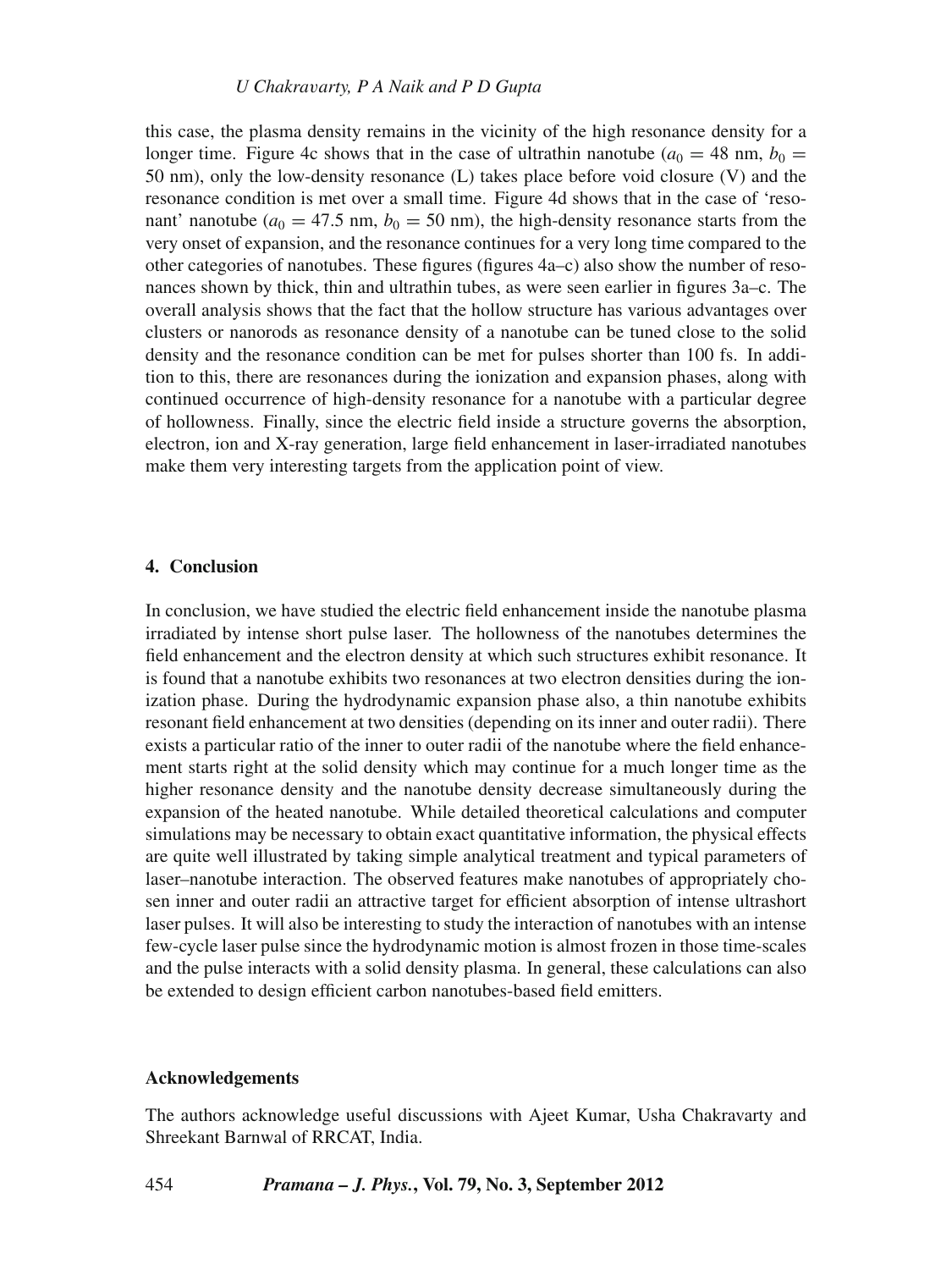this case, the plasma density remains in the vicinity of the high resonance density for a longer time. Figure 4c shows that in the case of ultrathin nanotube ($a_0 = 48$ nm, $b_0 = 50$ nm), only the low-density resonance (L) takes place before void closure (V) and the resonance condition is met over a small time. Figure 4d shows that in the case of 'resonant' nanotube ($a_0 = 47.5$ nm, $b_0 = 50$ nm), the high-density resonance starts from the very onset of expansion, and the resonance continues for a very long time compared to the other categories of nanotubes. These figures (figures 4a–c) also show the number of resonances shown by thick, thin and ultrathin tubes, as were seen earlier in figures 3a–c. The overall analysis shows that the fact that the hollow structure has various advantages over clusters or nanorods as resonance density of a nanotube can be tuned close to the solid density and the resonance condition can be met for pulses shorter than 100 fs. In addition to this, there are resonances during the ionization and expansion phases, along with continued occurrence of high-density resonance for a nanotube with a particular degree of hollowness. Finally, since the electric field inside a structure governs the absorption, electron, ion and X-ray generation, large field enhancement in laser-irradiated nanotubes make them very interesting targets from the application point of view.

## 4. Conclusion

In conclusion, we have studied the electric field enhancement inside the nanotube plasma irradiated by intense short pulse laser. The hollowness of the nanotubes determines the field enhancement and the electron density at which such structures exhibit resonance. It is found that a nanotube exhibits two resonances at two electron densities during the ionization phase. During the hydrodynamic expansion phase also, a thin nanotube exhibits resonant field enhancement at two densities (depending on its inner and outer radii). There exists a particular ratio of the inner to outer radii of the nanotube where the field enhancement starts right at the solid density which may continue for a much longer time as the higher resonance density and the nanotube density decrease simultaneously during the expansion of the heated nanotube. While detailed theoretical calculations and computer simulations may be necessary to obtain exact quantitative information, the physical effects are quite well illustrated by taking simple analytical treatment and typical parameters of laser–nanotube interaction. The observed features make nanotubes of appropriately chosen inner and outer radii an attractive target for efficient absorption of intense ultrashort laser pulses. It will also be interesting to study the interaction of nanotubes with an intense few-cycle laser pulse since the hydrodynamic motion is almost frozen in those time-scales and the pulse interacts with a solid density plasma. In general, these calculations can also be extended to design efficient carbon nanotubes-based field emitters.

## Acknowledgements

The authors acknowledge useful discussions with Ajeet Kumar, Usha Chakravarty and Shreekant Barnwal of RRCAT, India.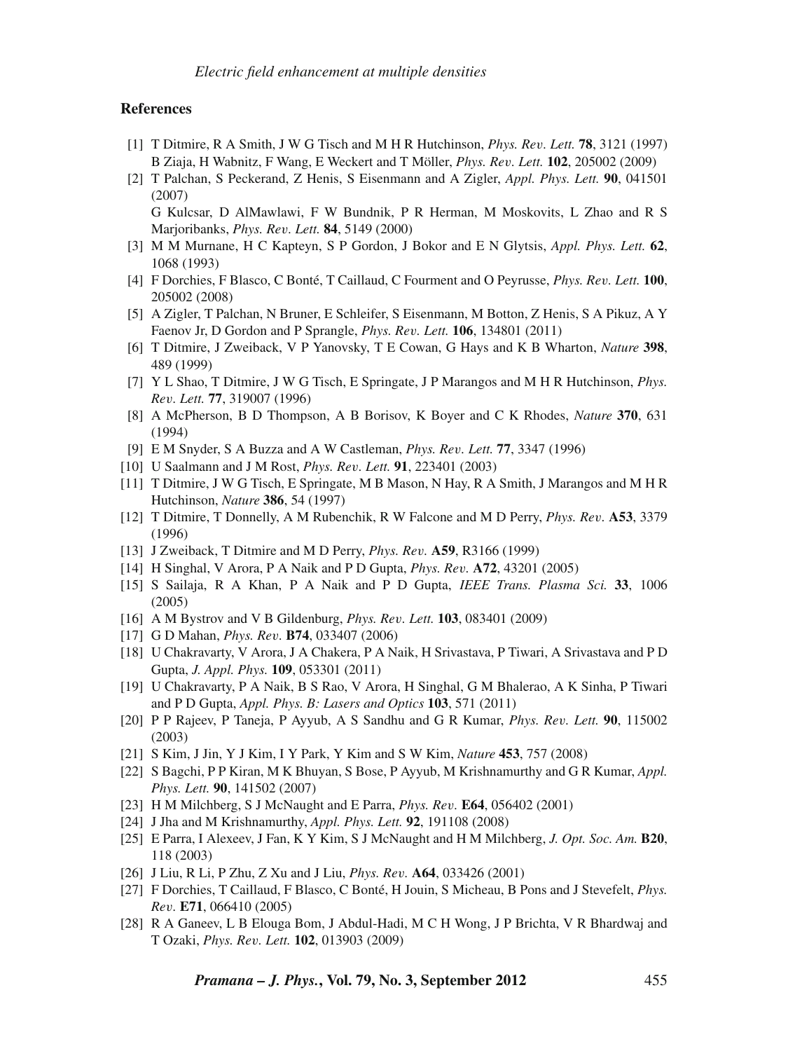## References

[1] T Ditmire, R A Smith, J W G Tisch and M H R Hutchinson, *Phys. Rev. Lett.* **78**, 3121 (1997)
B Ziaja, H Wabnitz, F Wang, E Weckert and T Möller, *Phys. Rev. Lett.* **102**, 205002 (2009)

[2] T Palchan, S Peckerand, Z Henis, S Eisenmann and A Zigler, *Appl. Phys. Lett.* **90**, 041501 (2007)
G Kulcsar, D AlMawlawi, F W Bundnik, P R Herman, M Moskovits, L Zhao and R S Marjoribanks, *Phys. Rev. Lett.* **84**, 5149 (2000)

[3] M M Murnane, H C Kapteyn, S P Gordon, J Bokor and E N Glytsis, *Appl. Phys. Lett.* **62**, 1068 (1993)

[4] F Dorchies, F Blasco, C Bonté, T Caillaud, C Fourment and O Peyrusse, *Phys. Rev. Lett.* **100**, 205002 (2008)

[5] A Zigler, T Palchan, N Bruner, E Schleifer, S Eisenmann, M Botton, Z Henis, S A Pikuz, A Y Faenov Jr, D Gordon and P Sprangle, *Phys. Rev. Lett.* **106**, 134801 (2011)

[6] T Ditmire, J Zweiback, V P Yanovsky, T E Cowan, G Hays and K B Wharton, *Nature* **398**, 489 (1999)

[7] Y L Shao, T Ditmire, J W G Tisch, E Springate, J P Marangos and M H R Hutchinson, *Phys. Rev. Lett.* **77**, 319007 (1996)

[8] A McPherson, B D Thompson, A B Borisov, K Boyer and C K Rhodes, *Nature* **370**, 631 (1994)

[9] E M Snyder, S A Buzza and A W Castleman, *Phys. Rev. Lett.* **77**, 3347 (1996)

[10] U Saalmann and J M Rost, *Phys. Rev. Lett.* **91**, 223401 (2003)

[11] T Ditmire, J W G Tisch, E Springate, M B Mason, N Hay, R A Smith, J Marangos and M H R Hutchinson, *Nature* **386**, 54 (1997)

[12] T Ditmire, T Donnelly, A M Rubenchik, R W Falcone and M D Perry, *Phys. Rev.* **A53**, 3379 (1996)

[13] J Zweiback, T Ditmire and M D Perry, *Phys. Rev.* **A59**, R3166 (1999)

[14] H Singhal, V Arora, P A Naik and P D Gupta, *Phys. Rev.* **A72**, 43201 (2005)

[15] S Sailaja, R A Khan, P A Naik and P D Gupta, *IEEE Trans. Plasma Sci.* **33**, 1006 (2005)

[16] A M Bystrov and V B Gildenburg, *Phys. Rev. Lett.* **103**, 083401 (2009)

[17] G D Mahan, *Phys. Rev.* **B74**, 033407 (2006)

[18] U Chakravarty, V Arora, J A Chakera, P A Naik, H Srivastava, P Tiwari, A Srivastava and P D Gupta, *J. Appl. Phys.* **109**, 053301 (2011)

[19] U Chakravarty, P A Naik, B S Rao, V Arora, H Singhal, G M Bhalerao, A K Sinha, P Tiwari and P D Gupta, *Appl. Phys. B: Lasers and Optics* **103**, 571 (2011)

[20] P P Rajeev, P Taneja, P Ayyub, A S Sandhu and G R Kumar, *Phys. Rev. Lett.* **90**, 115002 (2003)

[21] S Kim, J Jin, Y J Kim, I Y Park, Y Kim and S W Kim, *Nature* **453**, 757 (2008)

[22] S Bagchi, P P Kiran, M K Bhuyan, S Bose, P Ayyub, M Krishnamurthy and G R Kumar, *Appl. Phys. Lett.* **90**, 141502 (2007)

[23] H M Milchberg, S J McNaught and E Parra, *Phys. Rev.* **E64**, 056402 (2001)

[24] J Jha and M Krishnamurthy, *Appl. Phys. Lett.* **92**, 191108 (2008)

[25] E Parra, I Alexeev, J Fan, K Y Kim, S J McNaught and H M Milchberg, *J. Opt. Soc. Am.* **B20**, 118 (2003)

[26] J Liu, R Li, P Zhu, Z Xu and J Liu, *Phys. Rev.* **A64**, 033426 (2001)

[27] F Dorchies, T Caillaud, F Blasco, C Bonté, H Jouin, S Micheau, B Pons and J Stevefelt, *Phys. Rev.* **E71**, 066410 (2005)

[28] R A Ganeev, L B Elouga Bom, J Abdul-Hadi, M C H Wong, J P Brichta, V R Bhardwaj and T Ozaki, *Phys. Rev. Lett.* **102**, 013903 (2009)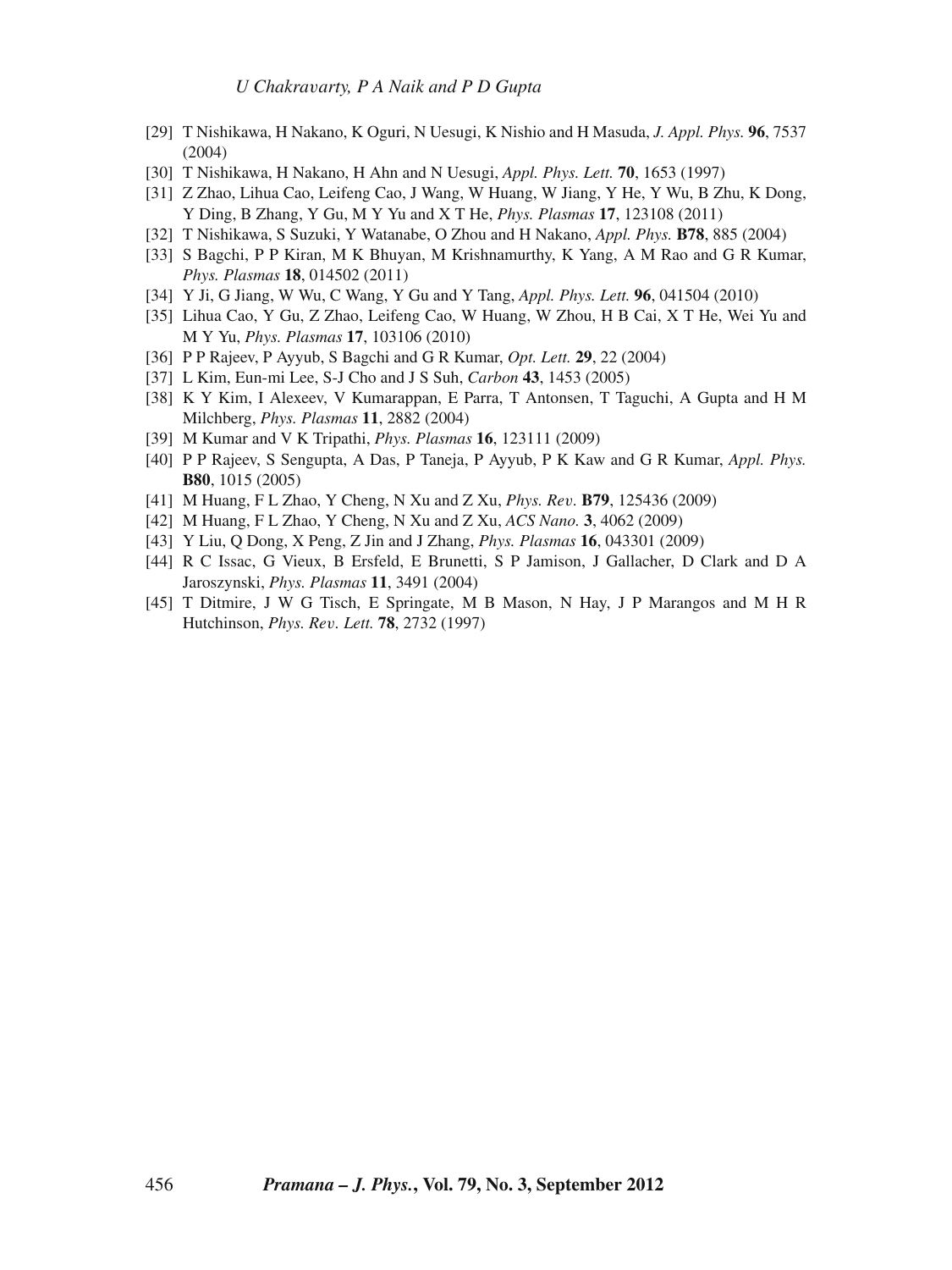[29] T Nishikawa, H Nakano, K Oguri, N Uesugi, K Nishio and H Masuda, *J. Appl. Phys.* **96**, 7537 (2004)

[30] T Nishikawa, H Nakano, H Ahn and N Uesugi, *Appl. Phys. Lett.* **70**, 1653 (1997)

[31] Z Zhao, Lihua Cao, Leifeng Cao, J Wang, W Huang, W Jiang, Y He, Y Wu, B Zhu, K Dong, Y Ding, B Zhang, Y Gu, M Y Yu and X T He, *Phys. Plasmas* **17**, 123108 (2011)

[32] T Nishikawa, S Suzuki, Y Watanabe, O Zhou and H Nakano, *Appl. Phys.* **B78**, 885 (2004)

[33] S Bagchi, P P Kiran, M K Bhuyan, M Krishnamurthy, K Yang, A M Rao and G R Kumar, *Phys. Plasmas* **18**, 014502 (2011)

[34] Y Ji, G Jiang, W Wu, C Wang, Y Gu and Y Tang, *Appl. Phys. Lett.* **96**, 041504 (2010)

[35] Lihua Cao, Y Gu, Z Zhao, Leifeng Cao, W Huang, W Zhou, H B Cai, X T He, Wei Yu and M Y Yu, *Phys. Plasmas* **17**, 103106 (2010)

[36] P P Rajeev, P Ayyub, S Bagchi and G R Kumar, *Opt. Lett.* **29**, 22 (2004)

[37] L Kim, Eun-mi Lee, S-J Cho and J S Suh, *Carbon* **43**, 1453 (2005)

[38] K Y Kim, I Alexeev, V Kumarappan, E Parra, T Antonsen, T Taguchi, A Gupta and H M Milchberg, *Phys. Plasmas* **11**, 2882 (2004)

[39] M Kumar and V K Tripathi, *Phys. Plasmas* **16**, 123111 (2009)

[40] P P Rajeev, S Sengupta, A Das, P Taneja, P Ayyub, P K Kaw and G R Kumar, *Appl. Phys.* **B80**, 1015 (2005)

[41] M Huang, F L Zhao, Y Cheng, N Xu and Z Xu, *Phys. Rev.* **B79**, 125436 (2009)

[42] M Huang, F L Zhao, Y Cheng, N Xu and Z Xu, *ACS Nano.* **3**, 4062 (2009)

[43] Y Liu, Q Dong, X Peng, Z Jin and J Zhang, *Phys. Plasmas* **16**, 043301 (2009)

[44] R C Issac, G Vieux, B Ersfeld, E Brunetti, S P Jamison, J Gallacher, D Clark and D A Jaroszynski, *Phys. Plasmas* **11**, 3491 (2004)

[45] T Ditmire, J W G Tisch, E Springate, M B Mason, N Hay, J P Marangos and M H R Hutchinson, *Phys. Rev. Lett.* **78**, 2732 (1997)